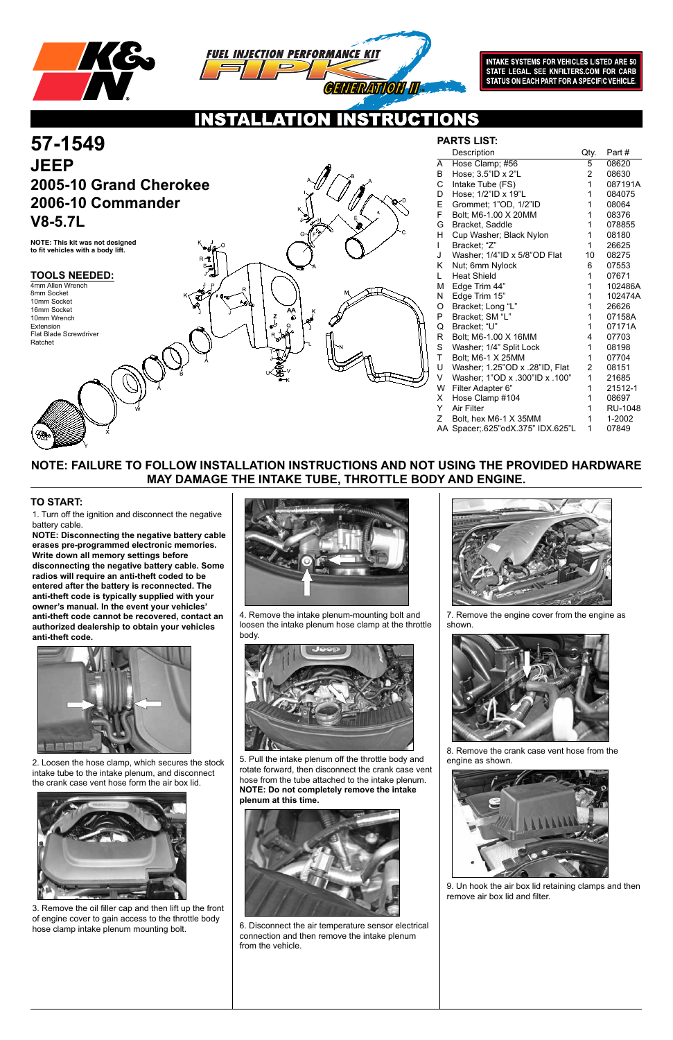INTAKE SYSTEMS FOR VEHICLES LISTED ARE 50 STATE LEGAL. SEE KNFILTERS.COM FOR CARB STATUS ON EACH PART FOR A SPECIFIC VEHICLE.

# INSTALLATION INSTRUCTIONS

## 57-1549
## JEEP
## 2005-10 Grand Cherokee
## 2006-10 Commander
## V8-5.7L

**NOTE: This kit was not designed to fit vehicles with a body lift.**

### TOOLS NEEDED:

- 4mm Allen Wrench
- 8mm Socket
- 10mm Socket
- 16mm Socket
- 10mm Wrench
- Extension
- Flat Blade Screwdriver
- Ratchet

### PARTS LIST:

| | Description | Qty. | Part # |
|---|---|---|---|
| A | Hose Clamp; #56 | 5 | 08620 |
| B | Hose; 3.5"ID x 2"L | 2 | 08630 |
| C | Intake Tube (FS) | 1 | 087191A |
| D | Hose; 1/2"ID x 19"L | 1 | 084075 |
| E | Grommet; 1"OD, 1/2"ID | 1 | 08064 |
| F | Bolt; M6-1.00 X 20MM | 1 | 08376 |
| G | Bracket, Saddle | 1 | 078855 |
| H | Cup Washer; Black Nylon | 1 | 08180 |
| I | Bracket; "Z" | 1 | 26625 |
| J | Washer; 1/4"ID x 5/8"OD Flat | 10 | 08275 |
| K | Nut; 6mm Nylock | 6 | 07553 |
| L | Heat Shield | 1 | 07671 |
| M | Edge Trim 44" | 1 | 102486A |
| N | Edge Trim 15" | 1 | 102474A |
| O | Bracket; Long "L" | 1 | 26626 |
| P | Bracket; SM "L" | 1 | 07158A |
| Q | Bracket; "U" | 1 | 07171A |
| R | Bolt; M6-1.00 X 16MM | 4 | 07703 |
| S | Washer; 1/4" Split Lock | 1 | 08198 |
| T | Bolt; M6-1 X 25MM | 1 | 07704 |
| U | Washer; 1.25"OD x .28"ID, Flat | 2 | 08151 |
| V | Washer; 1"OD x .300"ID x .100" | 1 | 21685 |
| W | Filter Adapter 6" | 1 | 21512-1 |
| X | Hose Clamp #104 | 1 | 08697 |
| Y | Air Filter | 1 | RU-1048 |
| Z | Bolt, hex M6-1 X 35MM | 1 | 1-2002 |
| AA | Spacer;.625"odX.375" IDX.625"L | 1 | 07849 |

**NOTE: FAILURE TO FOLLOW INSTALLATION INSTRUCTIONS AND NOT USING THE PROVIDED HARDWARE MAY DAMAGE THE INTAKE TUBE, THROTTLE BODY AND ENGINE.**

### TO START:

1. Turn off the ignition and disconnect the negative battery cable.

**NOTE: Disconnecting the negative battery cable erases pre-programmed electronic memories. Write down all memory settings before disconnecting the negative battery cable. Some radios will require an anti-theft coded to be entered after the battery is reconnected. The anti-theft code is typically supplied with your owner's manual. In the event your vehicles' anti-theft code cannot be recovered, contact an authorized dealership to obtain your vehicles anti-theft code.**

2. Loosen the hose clamp, which secures the stock intake tube to the intake plenum, and disconnect the crank case vent hose form the air box lid.

3. Remove the oil filler cap and then lift up the front of engine cover to gain access to the throttle body hose clamp intake plenum mounting bolt.

4. Remove the intake plenum-mounting bolt and loosen the intake plenum hose clamp at the throttle body.

5. Pull the intake plenum off the throttle body and rotate forward, then disconnect the crank case vent hose from the tube attached to the intake plenum.
**NOTE: Do not completely remove the intake plenum at this time.**

6. Disconnect the air temperature sensor electrical connection and then remove the intake plenum from the vehicle.

7. Remove the engine cover from the engine as shown.

8. Remove the crank case vent hose from the engine as shown.

9. Un hook the air box lid retaining clamps and then remove air box lid and filter.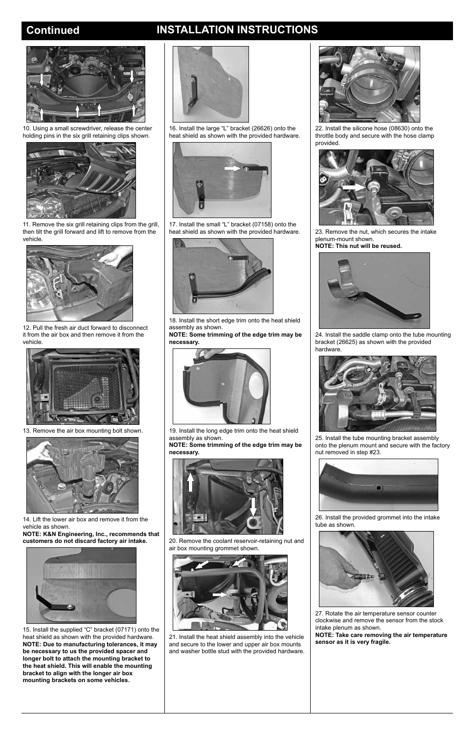## Continued INSTALLATION INSTRUCTIONS

10. Using a small screwdriver, release the center holding pins in the six grill retaining clips shown.

11. Remove the six grill retaining clips from the grill, then tilt the grill forward and lift to remove from the vehicle.

12. Pull the fresh air duct forward to disconnect it from the air box and then remove it from the vehicle.

13. Remove the air box mounting bolt shown.

14. Lift the lower air box and remove it from the vehicle as shown.
**NOTE: K&N Engineering, Inc., recommends that customers do not discard factory air intake.**

15. Install the supplied "C" bracket (07171) onto the heat shield as shown with the provided hardware.
**NOTE: Due to manufacturing tolerances, it may be necessary to us the provided spacer and longer bolt to attach the mounting bracket to the heat shield. This will enable the mounting bracket to align with the longer air box mounting brackets on some vehicles.**

16. Install the large "L" bracket (26626) onto the heat shield as shown with the provided hardware.

17. Install the small "L" bracket (07158) onto the heat shield as shown with the provided hardware.

18. Install the short edge trim onto the heat shield assembly as shown.
**NOTE: Some trimming of the edge trim may be necessary.**

19. Install the long edge trim onto the heat shield assembly as shown.
**NOTE: Some trimming of the edge trim may be necessary.**

20. Remove the coolant reservoir-retaining nut and air box mounting grommet shown.

21. Install the heat shield assembly into the vehicle and secure to the lower and upper air box mounts and washer bottle stud with the provided hardware.

22. Install the silicone hose (08630) onto the throttle body and secure with the hose clamp provided.

23. Remove the nut, which secures the intake plenum-mount shown.
**NOTE: This nut will be reused.**

24. Install the saddle clamp onto the tube mounting bracket (26625) as shown with the provided hardware.

25. Install the tube mounting bracket assembly onto the plenum mount and secure with the factory nut removed in step #23.

26. Install the provided grommet into the intake tube as shown.

27. Rotate the air temperature sensor counter clockwise and remove the sensor from the stock intake plenum as shown.
**NOTE: Take care removing the air temperature sensor as it is very fragile.**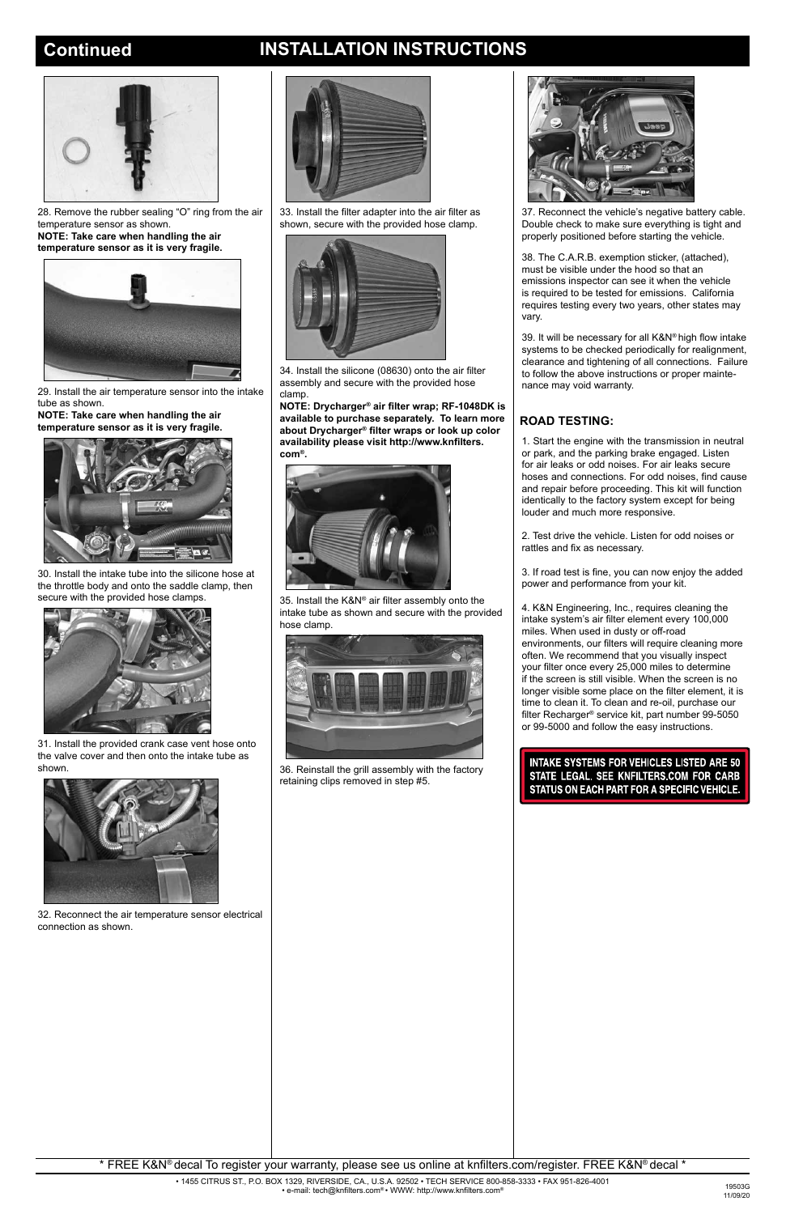## Continued INSTALLATION INSTRUCTIONS

28. Remove the rubber sealing "O" ring from the air temperature sensor as shown.
**NOTE: Take care when handling the air temperature sensor as it is very fragile.**

29. Install the air temperature sensor into the intake tube as shown.
**NOTE: Take care when handling the air temperature sensor as it is very fragile.**

30. Install the intake tube into the silicone hose at the throttle body and onto the saddle clamp, then secure with the provided hose clamps.

31. Install the provided crank case vent hose onto the valve cover and then onto the intake tube as shown.

32. Reconnect the air temperature sensor electrical connection as shown.

33. Install the filter adapter into the air filter as shown, secure with the provided hose clamp.

34. Install the silicone (08630) onto the air filter assembly and secure with the provided hose clamp.
**NOTE: Drycharger® air filter wrap; RF-1048DK is available to purchase separately. To learn more about Drycharger® filter wraps or look up color availability please visit http://www.knfilters.com®.**

35. Install the K&N® air filter assembly onto the intake tube as shown and secure with the provided hose clamp.

36. Reinstall the grill assembly with the factory retaining clips removed in step #5.

37. Reconnect the vehicle's negative battery cable. Double check to make sure everything is tight and properly positioned before starting the vehicle.

38. The C.A.R.B. exemption sticker, (attached), must be visible under the hood so that an emissions inspector can see it when the vehicle is required to be tested for emissions. California requires testing every two years, other states may vary.

39. It will be necessary for all K&N® high flow intake systems to be checked periodically for realignment, clearance and tightening of all connections. Failure to follow the above instructions or proper maintenance may void warranty.

### ROAD TESTING:

1. Start the engine with the transmission in neutral or park, and the parking brake engaged. Listen for air leaks or odd noises. For air leaks secure hoses and connections. For odd noises, find cause and repair before proceeding. This kit will function identically to the factory system except for being louder and much more responsive.

2. Test drive the vehicle. Listen for odd noises or rattles and fix as necessary.

3. If road test is fine, you can now enjoy the added power and performance from your kit.

4. K&N Engineering, Inc., requires cleaning the intake system's air filter element every 100,000 miles. When used in dusty or off-road environments, our filters will require cleaning more often. We recommend that you visually inspect your filter once every 25,000 miles to determine if the screen is still visible. When the screen is no longer visible some place on the filter element, it is time to clean it. To clean and re-oil, purchase our filter Recharger® service kit, part number 99-5050 or 99-5000 and follow the easy instructions.

**INTAKE SYSTEMS FOR VEHICLES LISTED ARE 50 STATE LEGAL. SEE KNFILTERS.COM FOR CARB STATUS ON EACH PART FOR A SPECIFIC VEHICLE.**

* FREE K&N® decal To register your warranty, please see us online at knfilters.com/register. FREE K&N® decal *

• 1455 CITRUS ST., P.O. BOX 1329, RIVERSIDE, CA., U.S.A. 92502 • TECH SERVICE 800-858-3333 • FAX 951-826-4001
• e-mail: tech@knfilters.com® • WWW: http://www.knfilters.com®

19503G
11/09/20